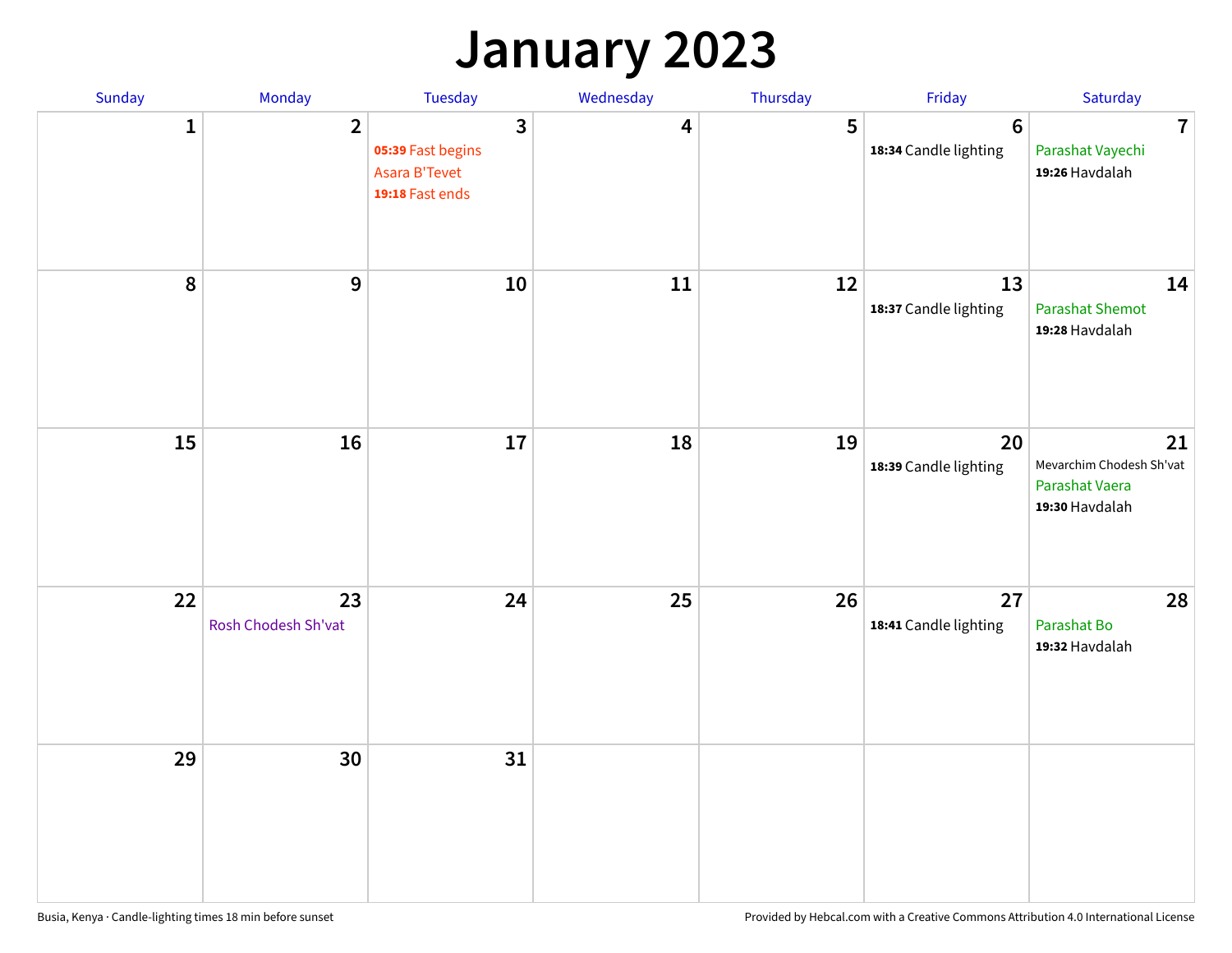# January 2023

| Sunday | Monday | Tuesday | Wednesday | Thursday | Friday | Saturday |
|---|---|---|---|---|---|---|
| 1 | 2 | 3<br>**05:39** Fast begins<br>Asara B'Tevet<br>**19:18** Fast ends | 4 | 5 | 6<br>**18:34** Candle lighting | 7<br>Parashat Vayechi<br>**19:26** Havdalah |
| 8 | 9 | 10 | 11 | 12 | 13<br>**18:37** Candle lighting | 14<br>Parashat Shemot<br>**19:28** Havdalah |
| 15 | 16 | 17 | 18 | 19 | 20<br>**18:39** Candle lighting | 21<br>Mevarchim Chodesh Sh'vat<br>Parashat Vaera<br>**19:30** Havdalah |
| 22 | 23<br>Rosh Chodesh Sh'vat | 24 | 25 | 26 | 27<br>**18:41** Candle lighting | 28<br>Parashat Bo<br>**19:32** Havdalah |
| 29 | 30 | 31 | | | | |

Busia, Kenya · Candle-lighting times 18 min before sunset

Provided by Hebcal.com with a Creative Commons Attribution 4.0 International License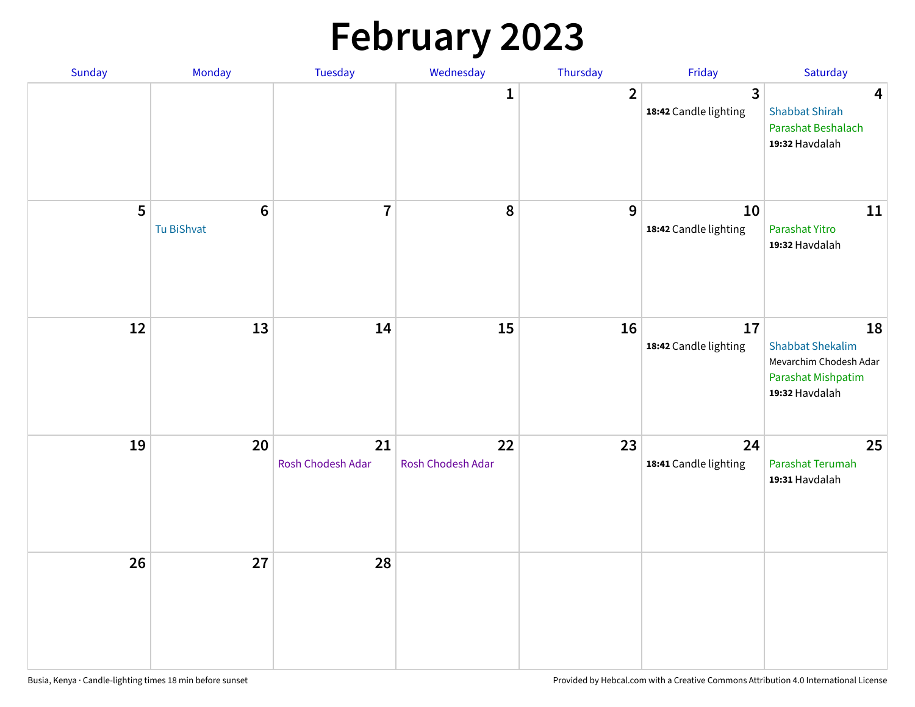# February 2023

| Sunday | Monday | Tuesday | Wednesday | Thursday | Friday | Saturday |
|---|---|---|---|---|---|---|
| | | | 1 | 2 | 3<br>**18:42** Candle lighting | 4<br>Shabbat Shirah<br>Parashat Beshalach<br>**19:32** Havdalah |
| 5 | 6<br>Tu BiShvat | 7 | 8 | 9 | 10<br>**18:42** Candle lighting | 11<br>Parashat Yitro<br>**19:32** Havdalah |
| 12 | 13 | 14 | 15 | 16 | 17<br>**18:42** Candle lighting | 18<br>Shabbat Shekalim<br>Mevarchim Chodesh Adar<br>Parashat Mishpatim<br>**19:32** Havdalah |
| 19 | 20 | 21<br>Rosh Chodesh Adar | 22<br>Rosh Chodesh Adar | 23 | 24<br>**18:41** Candle lighting | 25<br>Parashat Terumah<br>**19:31** Havdalah |
| 26 | 27 | 28 | | | | |

Busia, Kenya · Candle-lighting times 18 min before sunset

Provided by Hebcal.com with a Creative Commons Attribution 4.0 International License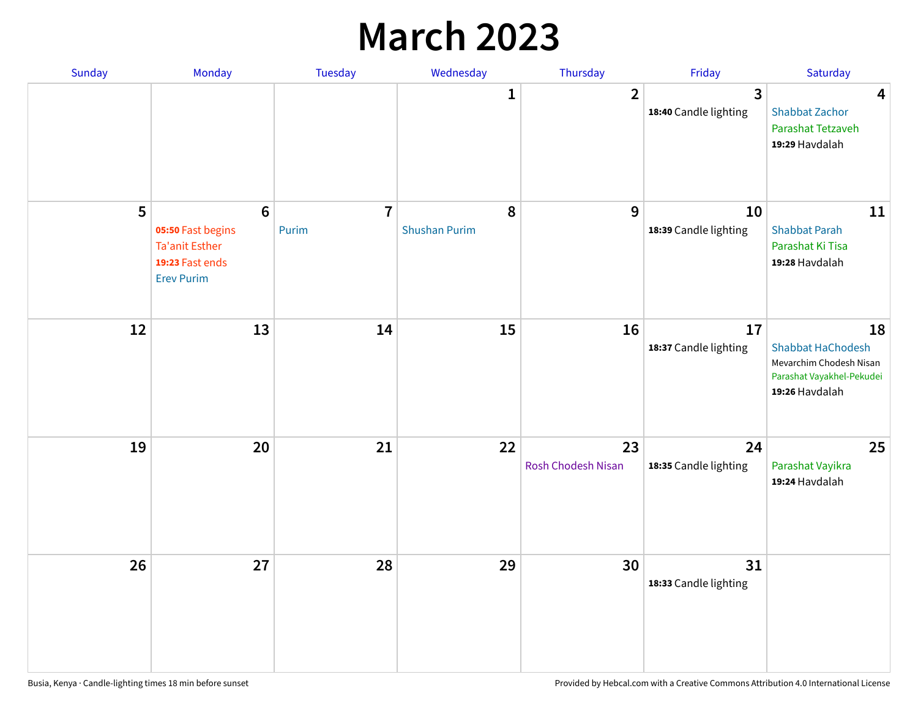# March 2023

| Sunday | Monday | Tuesday | Wednesday | Thursday | Friday | Saturday |
|---|---|---|---|---|---|---|
| | | | 1 | 2 | 3<br>**18:40** Candle lighting | 4<br>Shabbat Zachor<br>Parashat Tetzaveh<br>**19:29** Havdalah |
| 5 | 6<br>**05:50** Fast begins<br>Ta'anit Esther<br>**19:23** Fast ends<br>Erev Purim | 7<br>Purim | 8<br>Shushan Purim | 9 | 10<br>**18:39** Candle lighting | 11<br>Shabbat Parah<br>Parashat Ki Tisa<br>**19:28** Havdalah |
| 12 | 13 | 14 | 15 | 16 | 17<br>**18:37** Candle lighting | 18<br>Shabbat HaChodesh<br>Mevarchim Chodesh Nisan<br>Parashat Vayakhel-Pekudei<br>**19:26** Havdalah |
| 19 | 20 | 21 | 22 | 23<br>Rosh Chodesh Nisan | 24<br>**18:35** Candle lighting | 25<br>Parashat Vayikra<br>**19:24** Havdalah |
| 26 | 27 | 28 | 29 | 30 | 31<br>**18:33** Candle lighting | |

Busia, Kenya · Candle-lighting times 18 min before sunset

Provided by Hebcal.com with a Creative Commons Attribution 4.0 International License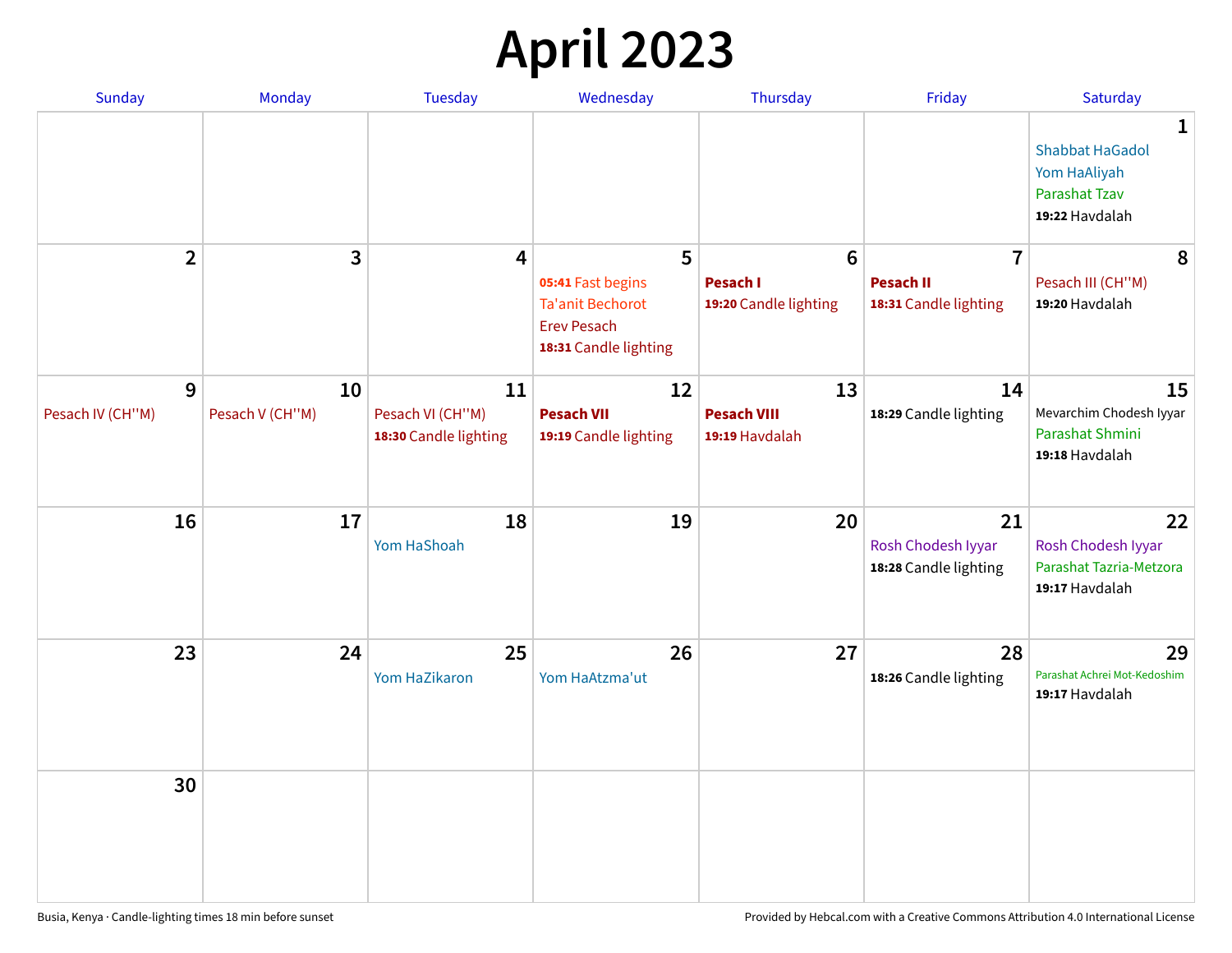# April 2023

| Sunday | Monday | Tuesday | Wednesday | Thursday | Friday | Saturday |
|---|---|---|---|---|---|---|
| | | | | | | **1** Shabbat HaGadol<br>Yom HaAliyah<br>Parashat Tzav<br>**19:22** Havdalah |
| **2** | **3** | **4** | **5** **05:41** Fast begins<br>Ta'anit Bechorot<br>Erev Pesach<br>**18:31** Candle lighting | **6** **Pesach I**<br>**19:20** Candle lighting | **7** **Pesach II**<br>**18:31** Candle lighting | **8** Pesach III (CH''M)<br>**19:20** Havdalah |
| **9** Pesach IV (CH''M) | **10** Pesach V (CH''M) | **11** Pesach VI (CH''M)<br>**18:30** Candle lighting | **12** **Pesach VII**<br>**19:19** Candle lighting | **13** **Pesach VIII**<br>**19:19** Havdalah | **14** **18:29** Candle lighting | **15** Mevarchim Chodesh Iyyar<br>Parashat Shmini<br>**19:18** Havdalah |
| **16** | **17** | **18** Yom HaShoah | **19** | **20** | **21** Rosh Chodesh Iyyar<br>**18:28** Candle lighting | **22** Rosh Chodesh Iyyar<br>Parashat Tazria-Metzora<br>**19:17** Havdalah |
| **23** | **24** | **25** Yom HaZikaron | **26** Yom HaAtzma'ut | **27** | **28** **18:26** Candle lighting | **29** Parashat Achrei Mot-Kedoshim<br>**19:17** Havdalah |
| **30** | | | | | | |

Busia, Kenya · Candle-lighting times 18 min before sunset

Provided by Hebcal.com with a Creative Commons Attribution 4.0 International License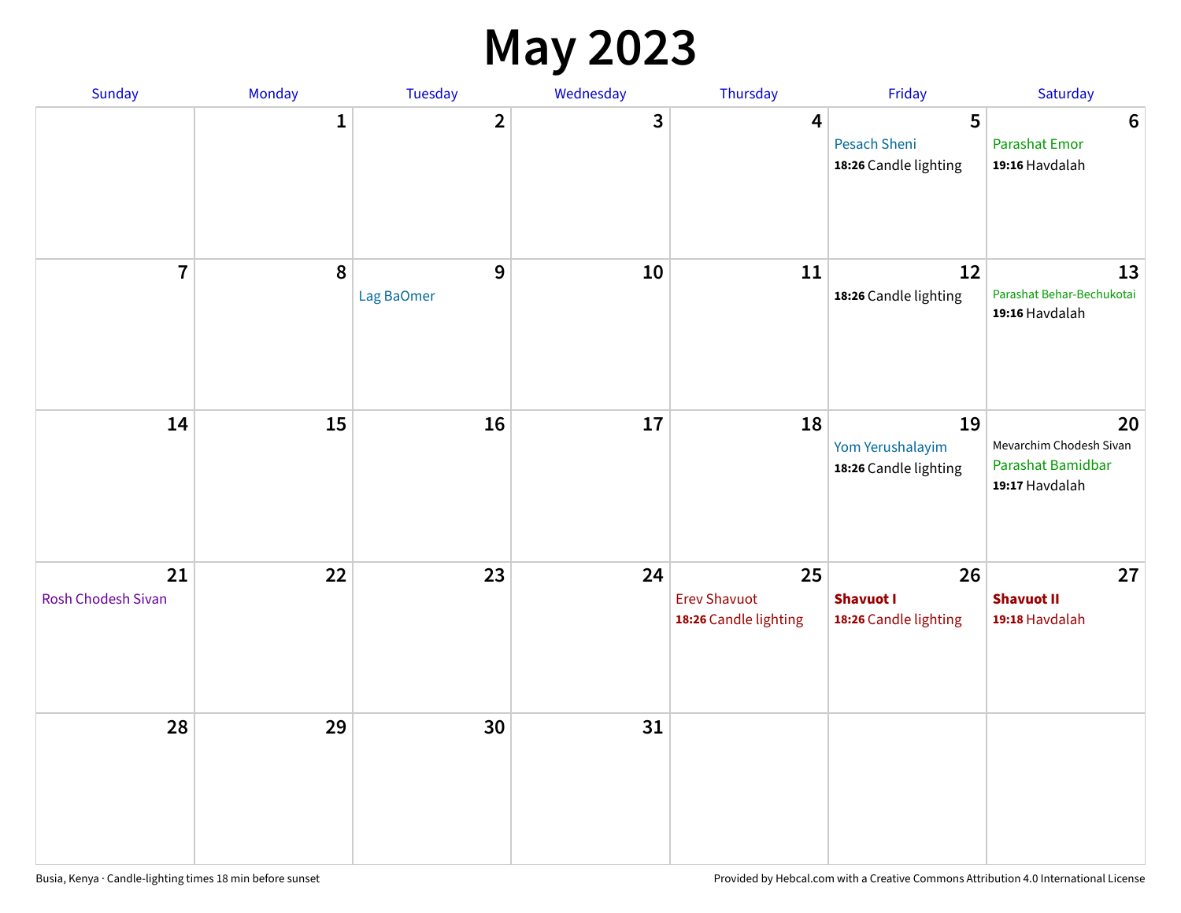# May 2023

| Sunday | Monday | Tuesday | Wednesday | Thursday | Friday | Saturday |
|---|---|---|---|---|---|---|
| | 1 | 2 | 3 | 4 | 5<br>Pesach Sheni<br>**18:26** Candle lighting | 6<br>Parashat Emor<br>**19:16** Havdalah |
| 7 | 8 | 9<br>Lag BaOmer | 10 | 11 | 12<br>**18:26** Candle lighting | 13<br>Parashat Behar-Bechukotai<br>**19:16** Havdalah |
| 14 | 15 | 16 | 17 | 18 | 19<br>Yom Yerushalayim<br>**18:26** Candle lighting | 20<br>Mevarchim Chodesh Sivan<br>Parashat Bamidbar<br>**19:17** Havdalah |
| 21<br>Rosh Chodesh Sivan | 22 | 23 | 24 | 25<br>Erev Shavuot<br>**18:26** Candle lighting | 26<br>**Shavuot I**<br>**18:26** Candle lighting | 27<br>**Shavuot II**<br>**19:18** Havdalah |
| 28 | 29 | 30 | 31 | | | |

Busia, Kenya · Candle-lighting times 18 min before sunset

Provided by Hebcal.com with a Creative Commons Attribution 4.0 International License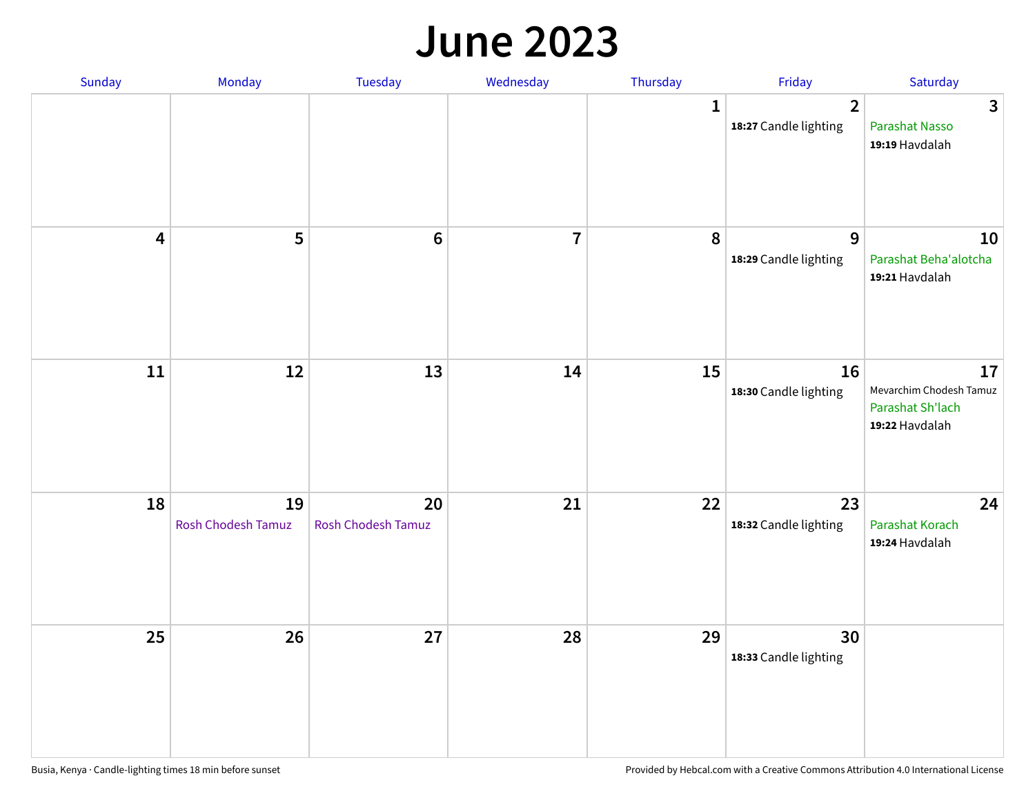# June 2023

| Sunday | Monday | Tuesday | Wednesday | Thursday | Friday | Saturday |
|---|---|---|---|---|---|---|
| | | | | 1 | 2<br>**18:27** Candle lighting | 3<br>Parashat Nasso<br>**19:19** Havdalah |
| 4 | 5 | 6 | 7 | 8 | 9<br>**18:29** Candle lighting | 10<br>Parashat Beha'alotcha<br>**19:21** Havdalah |
| 11 | 12 | 13 | 14 | 15 | 16<br>**18:30** Candle lighting | 17<br>Mevarchim Chodesh Tamuz<br>Parashat Sh'lach<br>**19:22** Havdalah |
| 18 | 19<br>Rosh Chodesh Tamuz | 20<br>Rosh Chodesh Tamuz | 21 | 22 | 23<br>**18:32** Candle lighting | 24<br>Parashat Korach<br>**19:24** Havdalah |
| 25 | 26 | 27 | 28 | 29 | 30<br>**18:33** Candle lighting | |

Busia, Kenya · Candle-lighting times 18 min before sunset

Provided by Hebcal.com with a Creative Commons Attribution 4.0 International License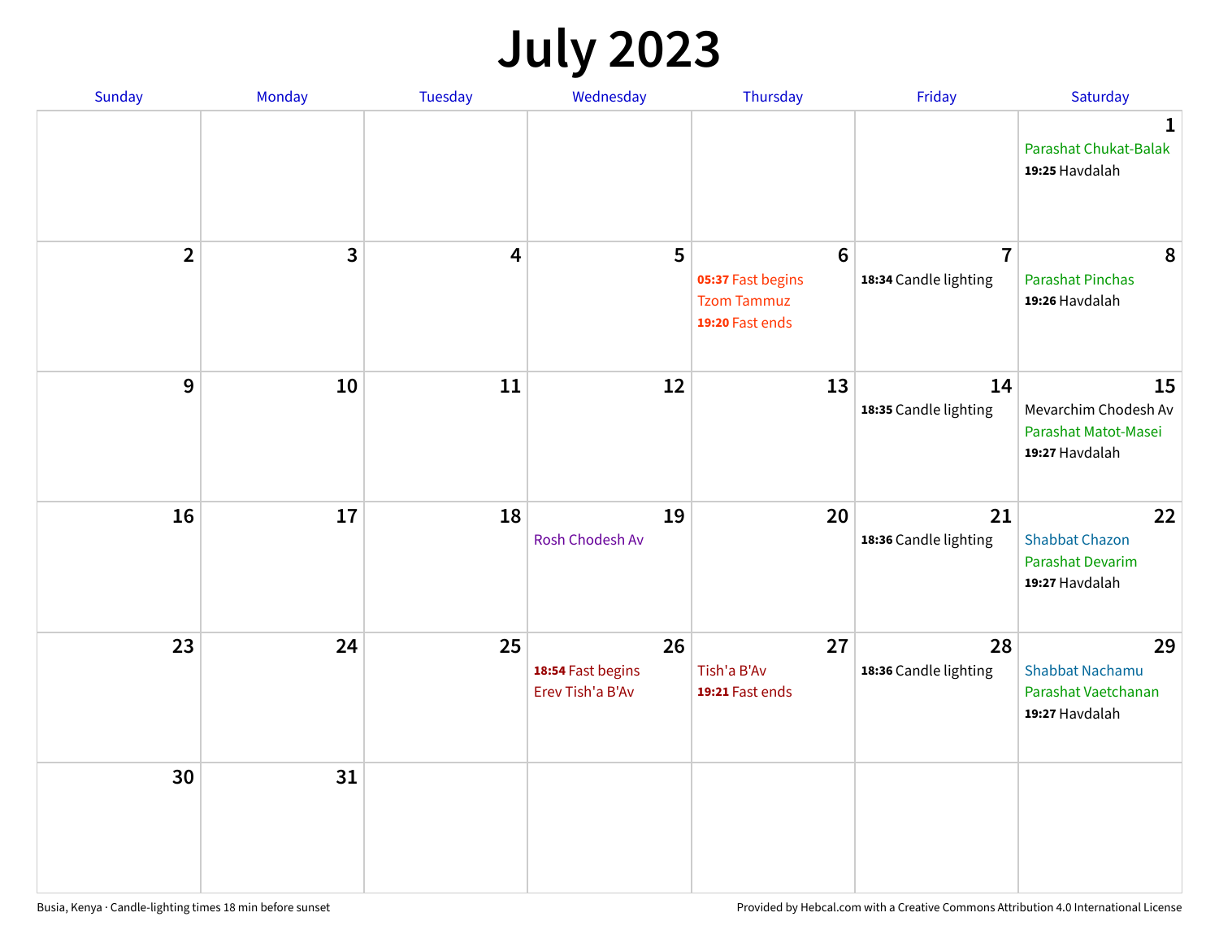# July 2023

| Sunday | Monday | Tuesday | Wednesday | Thursday | Friday | Saturday |
|---|---|---|---|---|---|---|
| | | | | | | **1** Parashat Chukat-Balak **19:25** Havdalah |
| **2** | **3** | **4** | **5** | **6** **05:37** Fast begins Tzom Tammuz **19:20** Fast ends | **7** **18:34** Candle lighting | **8** Parashat Pinchas **19:26** Havdalah |
| **9** | **10** | **11** | **12** | **13** | **14** **18:35** Candle lighting | **15** Mevarchim Chodesh Av Parashat Matot-Masei **19:27** Havdalah |
| **16** | **17** | **18** | **19** Rosh Chodesh Av | **20** | **21** **18:36** Candle lighting | **22** Shabbat Chazon Parashat Devarim **19:27** Havdalah |
| **23** | **24** | **25** | **26** **18:54** Fast begins Erev Tish'a B'Av | **27** Tish'a B'Av **19:21** Fast ends | **28** **18:36** Candle lighting | **29** Shabbat Nachamu Parashat Vaetchanan **19:27** Havdalah |
| **30** | **31** | | | | | |

Busia, Kenya · Candle-lighting times 18 min before sunset

Provided by Hebcal.com with a Creative Commons Attribution 4.0 International License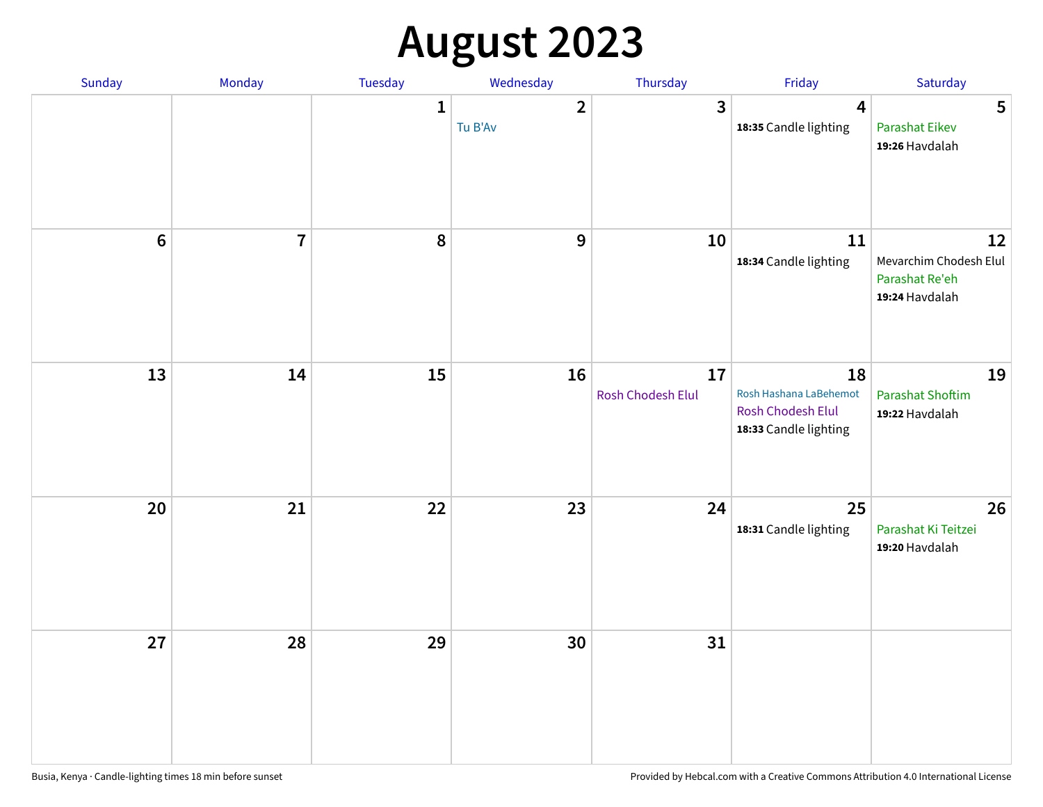# August 2023

| Sunday | Monday | Tuesday | Wednesday | Thursday | Friday | Saturday |
|---|---|---|---|---|---|---|
| | | 1 | 2<br>Tu B'Av | 3 | 4<br>**18:35** Candle lighting | 5<br>Parashat Eikev<br>**19:26** Havdalah |
| 6 | 7 | 8 | 9 | 10 | 11<br>**18:34** Candle lighting | 12<br>Mevarchim Chodesh Elul<br>Parashat Re'eh<br>**19:24** Havdalah |
| 13 | 14 | 15 | 16 | 17<br>Rosh Chodesh Elul | 18<br>Rosh Hashana LaBehemot<br>Rosh Chodesh Elul<br>**18:33** Candle lighting | 19<br>Parashat Shoftim<br>**19:22** Havdalah |
| 20 | 21 | 22 | 23 | 24 | 25<br>**18:31** Candle lighting | 26<br>Parashat Ki Teitzei<br>**19:20** Havdalah |
| 27 | 28 | 29 | 30 | 31 | | |

Busia, Kenya · Candle-lighting times 18 min before sunset

Provided by Hebcal.com with a Creative Commons Attribution 4.0 International License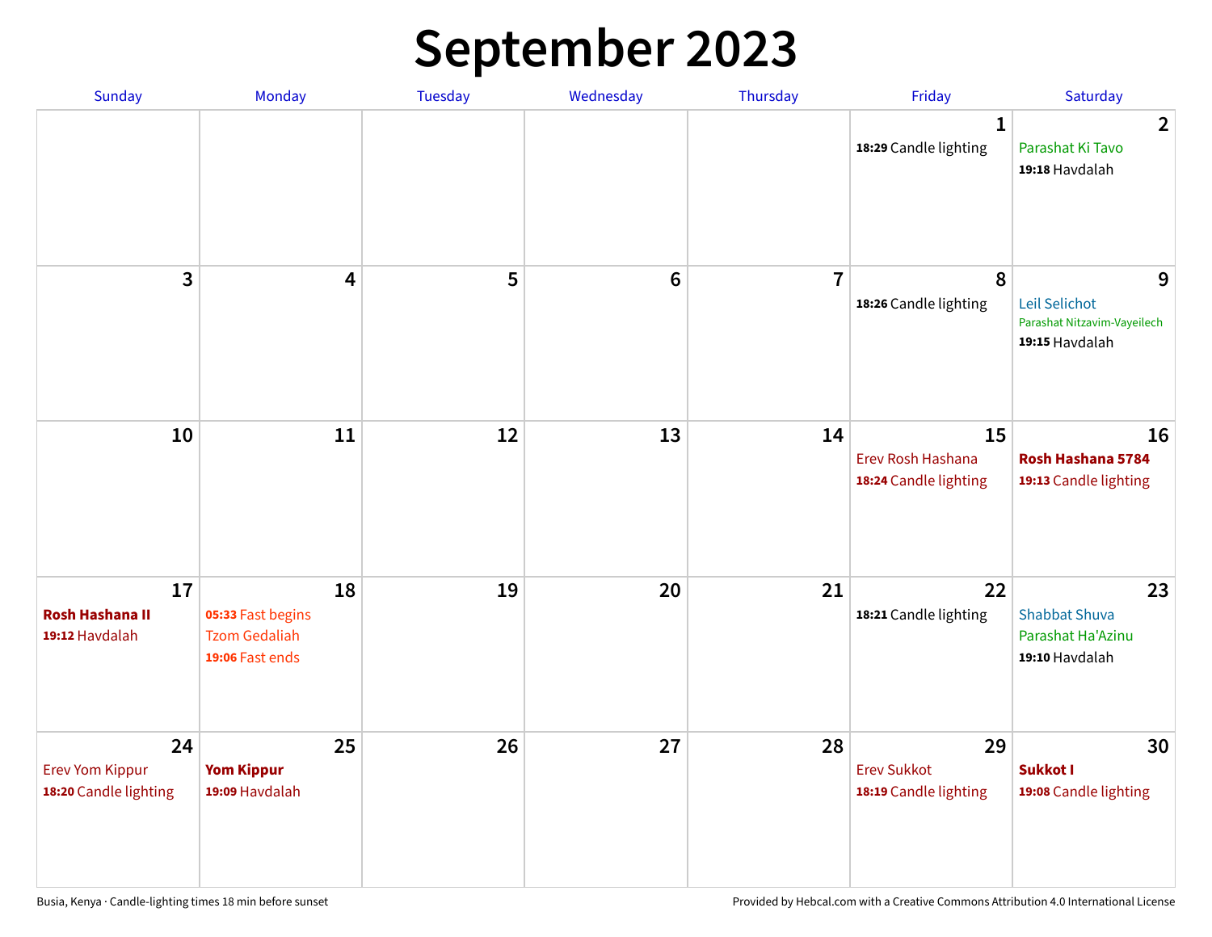# September 2023

| Sunday | Monday | Tuesday | Wednesday | Thursday | Friday | Saturday |
| --- | --- | --- | --- | --- | --- | --- |
| | | | | | **1**<br>**18:29** Candle lighting | **2**<br>Parashat Ki Tavo<br>**19:18** Havdalah |
| **3** | **4** | **5** | **6** | **7** | **8**<br>**18:26** Candle lighting | **9**<br>Leil Selichot<br>Parashat Nitzavim-Vayeilech<br>**19:15** Havdalah |
| **10** | **11** | **12** | **13** | **14** | **15**<br>Erev Rosh Hashana<br>**18:24** Candle lighting | **16**<br>**Rosh Hashana 5784**<br>**19:13** Candle lighting |
| **17**<br>**Rosh Hashana II**<br>**19:12** Havdalah | **18**<br>**05:33** Fast begins<br>Tzom Gedaliah<br>**19:06** Fast ends | **19** | **20** | **21** | **22**<br>**18:21** Candle lighting | **23**<br>Shabbat Shuva<br>Parashat Ha'Azinu<br>**19:10** Havdalah |
| **24**<br>Erev Yom Kippur<br>**18:20** Candle lighting | **25**<br>**Yom Kippur**<br>**19:09** Havdalah | **26** | **27** | **28** | **29**<br>Erev Sukkot<br>**18:19** Candle lighting | **30**<br>**Sukkot I**<br>**19:08** Candle lighting |

Busia, Kenya · Candle-lighting times 18 min before sunset

Provided by Hebcal.com with a Creative Commons Attribution 4.0 International License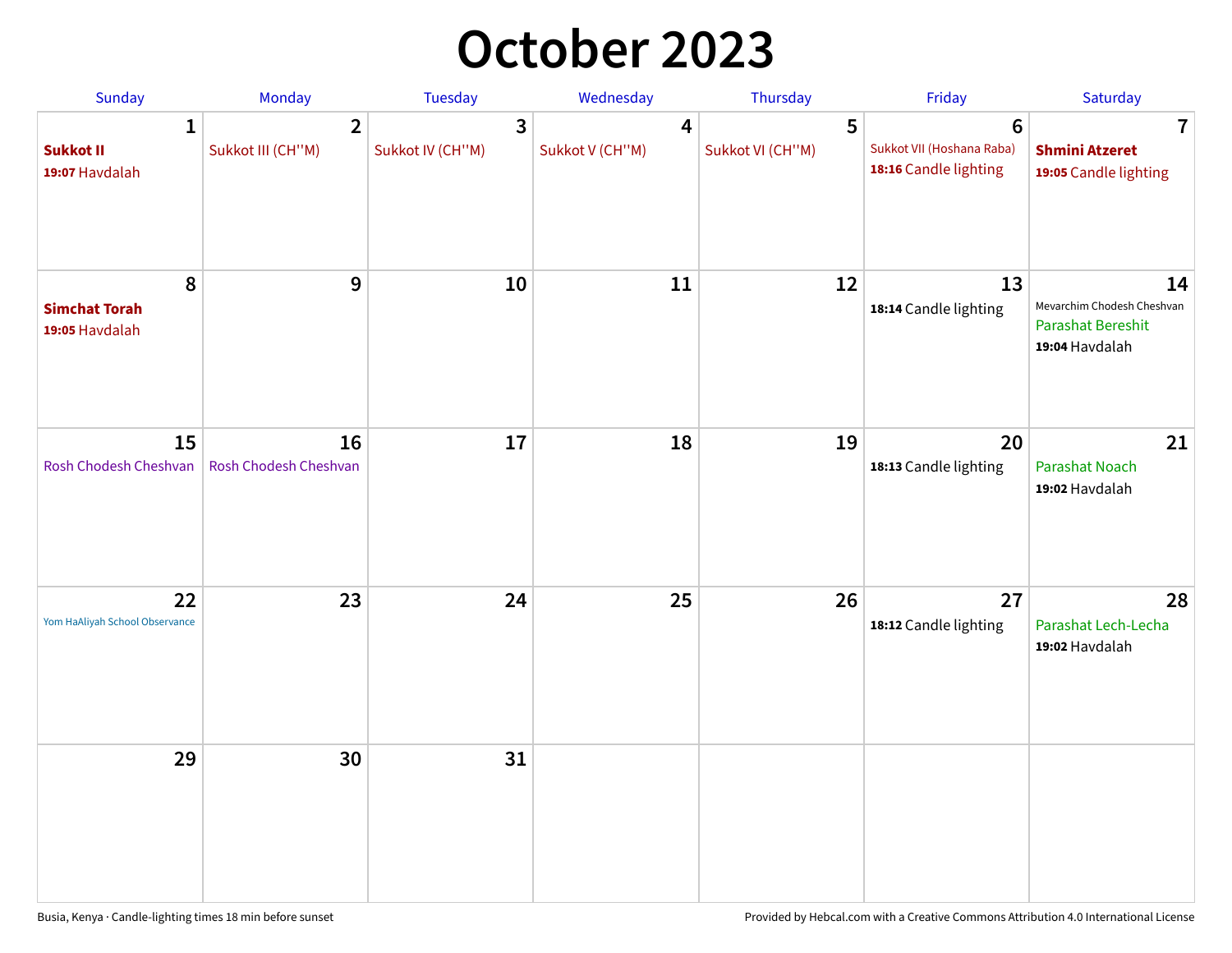# October 2023

| Sunday | Monday | Tuesday | Wednesday | Thursday | Friday | Saturday |
|---|---|---|---|---|---|---|
| **1**<br>**Sukkot II**<br>**19:07** Havdalah | **2**<br>Sukkot III (CH''M) | **3**<br>Sukkot IV (CH''M) | **4**<br>Sukkot V (CH''M) | **5**<br>Sukkot VI (CH''M) | **6**<br>Sukkot VII (Hoshana Raba)<br>**18:16** Candle lighting | **7**<br>**Shmini Atzeret**<br>**19:05** Candle lighting |
| **8**<br>**Simchat Torah**<br>**19:05** Havdalah | **9** | **10** | **11** | **12** | **13**<br>**18:14** Candle lighting | **14**<br>Mevarchim Chodesh Cheshvan<br>Parashat Bereshit<br>**19:04** Havdalah |
| **15**<br>Rosh Chodesh Cheshvan | **16**<br>Rosh Chodesh Cheshvan | **17** | **18** | **19** | **20**<br>**18:13** Candle lighting | **21**<br>Parashat Noach<br>**19:02** Havdalah |
| **22**<br>Yom HaAliyah School Observance | **23** | **24** | **25** | **26** | **27**<br>**18:12** Candle lighting | **28**<br>Parashat Lech-Lecha<br>**19:02** Havdalah |
| **29** | **30** | **31** | | | | |

Busia, Kenya · Candle-lighting times 18 min before sunset

Provided by Hebcal.com with a Creative Commons Attribution 4.0 International License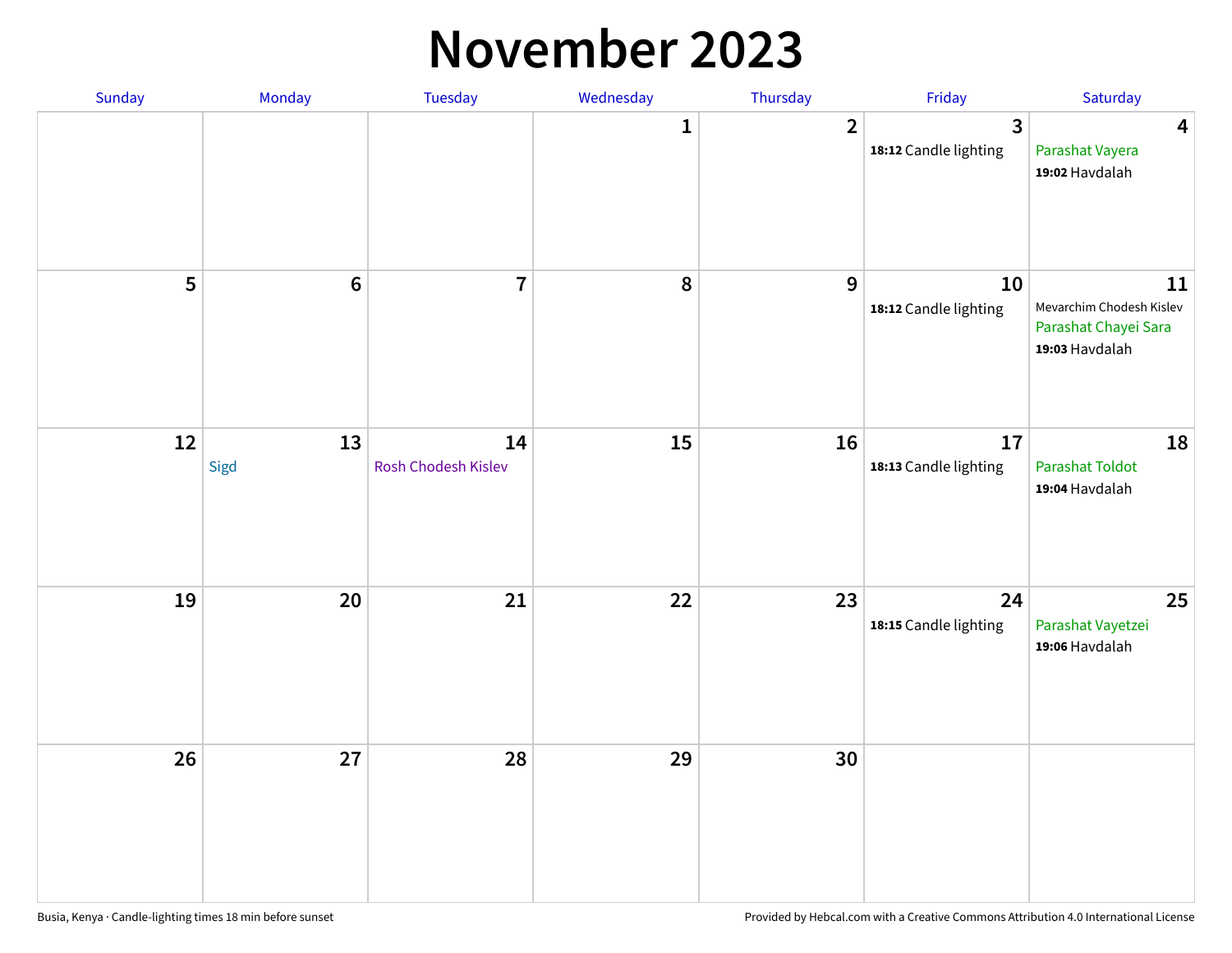# November 2023

| Sunday | Monday | Tuesday | Wednesday | Thursday | Friday | Saturday |
|---|---|---|---|---|---|---|
| | | | 1 | 2 | 3<br>**18:12** Candle lighting | 4<br>Parashat Vayera<br>**19:02** Havdalah |
| 5 | 6 | 7 | 8 | 9 | 10<br>**18:12** Candle lighting | 11<br>Mevarchim Chodesh Kislev<br>Parashat Chayei Sara<br>**19:03** Havdalah |
| 12 | 13<br>Sigd | 14<br>Rosh Chodesh Kislev | 15 | 16 | 17<br>**18:13** Candle lighting | 18<br>Parashat Toldot<br>**19:04** Havdalah |
| 19 | 20 | 21 | 22 | 23 | 24<br>**18:15** Candle lighting | 25<br>Parashat Vayetzei<br>**19:06** Havdalah |
| 26 | 27 | 28 | 29 | 30 | | |

Busia, Kenya · Candle-lighting times 18 min before sunset

Provided by Hebcal.com with a Creative Commons Attribution 4.0 International License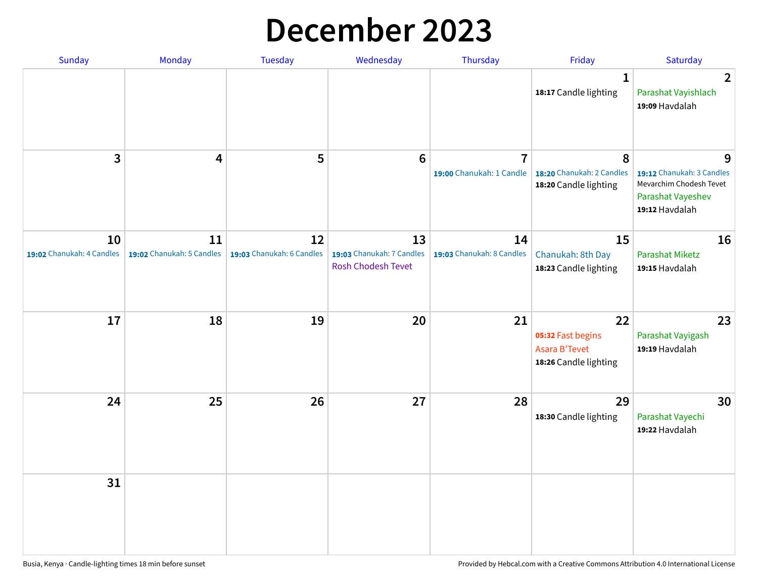# December 2023

| Sunday | Monday | Tuesday | Wednesday | Thursday | Friday | Saturday |
|---|---|---|---|---|---|---|
| | | | | | 1<br>**18:17** Candle lighting | 2<br>Parashat Vayishlach<br>**19:09** Havdalah |
| 3 | 4 | 5 | 6 | 7<br>**19:00** Chanukah: 1 Candle | 8<br>**18:20** Chanukah: 2 Candles<br>**18:20** Candle lighting | 9<br>**19:12** Chanukah: 3 Candles<br>Mevarchim Chodesh Tevet<br>Parashat Vayeshev<br>**19:12** Havdalah |
| 10<br>**19:02** Chanukah: 4 Candles | 11<br>**19:02** Chanukah: 5 Candles | 12<br>**19:03** Chanukah: 6 Candles | 13<br>**19:03** Chanukah: 7 Candles<br>Rosh Chodesh Tevet | 14<br>**19:03** Chanukah: 8 Candles | 15<br>Chanukah: 8th Day<br>**18:23** Candle lighting | 16<br>Parashat Miketz<br>**19:15** Havdalah |
| 17 | 18 | 19 | 20 | 21 | 22<br>**05:32** Fast begins<br>Asara B'Tevet<br>**18:26** Candle lighting | 23<br>Parashat Vayigash<br>**19:19** Havdalah |
| 24 | 25 | 26 | 27 | 28 | 29<br>**18:30** Candle lighting | 30<br>Parashat Vayechi<br>**19:22** Havdalah |
| 31 | | | | | | |

Busia, Kenya · Candle-lighting times 18 min before sunset

Provided by Hebcal.com with a Creative Commons Attribution 4.0 International License